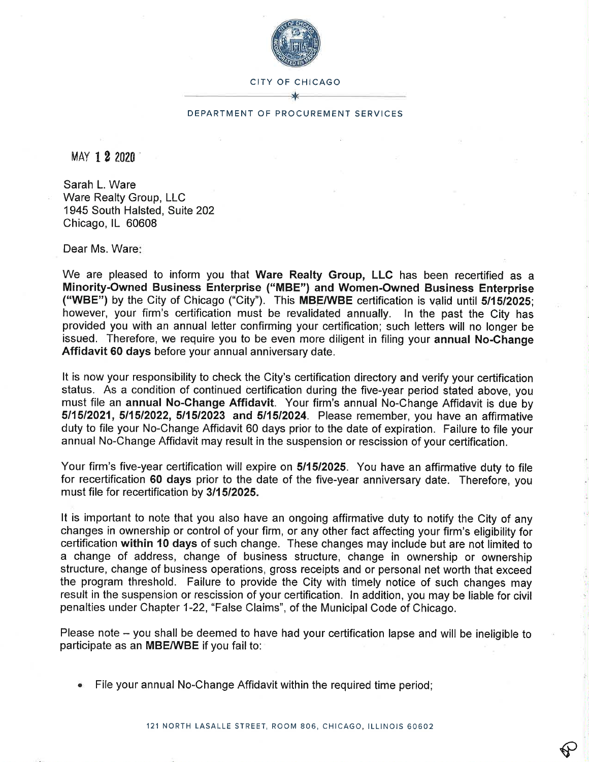CITY OF CHICAGO

DEPARTMENT OF PROCUREMENT SERVICES

MAY 12 2020

Sarah L. Ware
Ware Realty Group, LLC
1945 South Halsted, Suite 202
Chicago, IL 60608

Dear Ms. Ware:

We are pleased to inform you that **Ware Realty Group, LLC** has been recertified as a **Minority-Owned Business Enterprise ("MBE") and Women-Owned Business Enterprise ("WBE")** by the City of Chicago ("City"). This **MBE/WBE** certification is valid until **5/15/2025**; however, your firm's certification must be revalidated annually. In the past the City has provided you with an annual letter confirming your certification; such letters will no longer be issued. Therefore, we require you to be even more diligent in filing your **annual No-Change Affidavit 60 days** before your annual anniversary date.

It is now your responsibility to check the City's certification directory and verify your certification status. As a condition of continued certification during the five-year period stated above, you must file an **annual No-Change Affidavit**. Your firm's annual No-Change Affidavit is due by **5/15/2021, 5/15/2022, 5/15/2023 and 5/15/2024**. Please remember, you have an affirmative duty to file your No-Change Affidavit 60 days prior to the date of expiration. Failure to file your annual No-Change Affidavit may result in the suspension or rescission of your certification.

Your firm's five-year certification will expire on **5/15/2025**. You have an affirmative duty to file for recertification **60 days** prior to the date of the five-year anniversary date. Therefore, you must file for recertification by **3/15/2025.**

It is important to note that you also have an ongoing affirmative duty to notify the City of any changes in ownership or control of your firm, or any other fact affecting your firm's eligibility for certification **within 10 days** of such change. These changes may include but are not limited to a change of address, change of business structure, change in ownership or ownership structure, change of business operations, gross receipts and or personal net worth that exceed the program threshold. Failure to provide the City with timely notice of such changes may result in the suspension or rescission of your certification. In addition, you may be liable for civil penalties under Chapter 1-22, "False Claims", of the Municipal Code of Chicago.

Please note – you shall be deemed to have had your certification lapse and will be ineligible to participate as an **MBE/WBE** if you fail to:

- File your annual No-Change Affidavit within the required time period;

121 NORTH LASALLE STREET, ROOM 806, CHICAGO, ILLINOIS 60602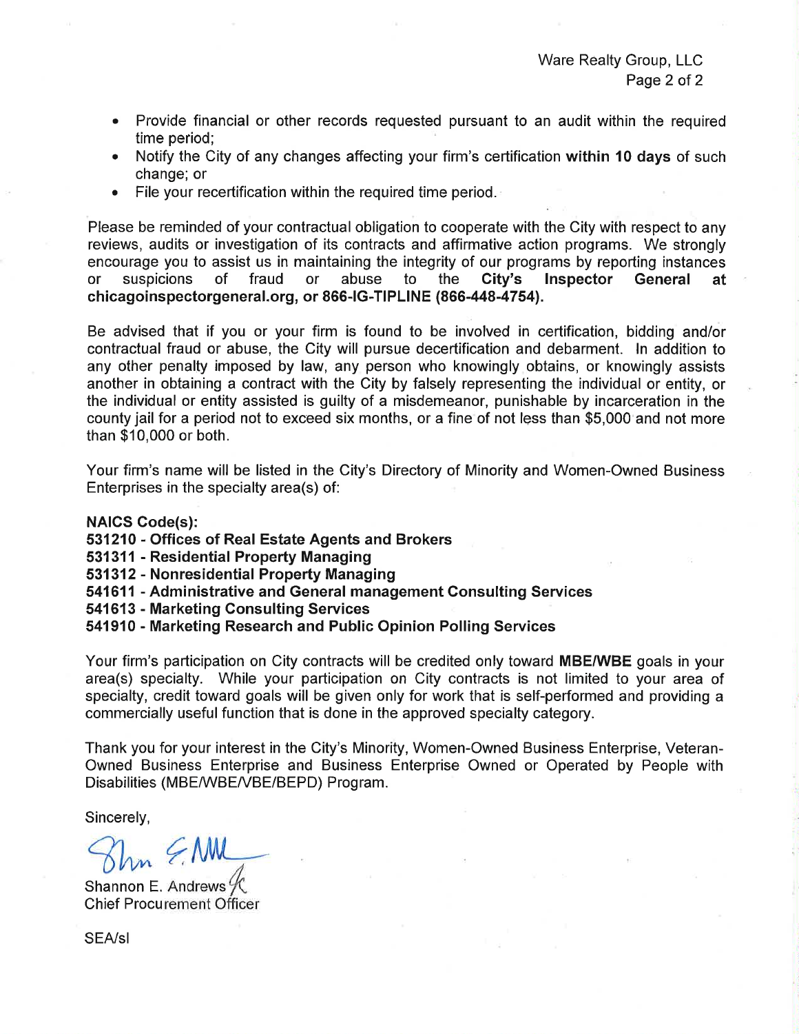- Provide financial or other records requested pursuant to an audit within the required time period;
- Notify the City of any changes affecting your firm's certification **within 10 days** of such change; or
- File your recertification within the required time period.

Please be reminded of your contractual obligation to cooperate with the City with respect to any reviews, audits or investigation of its contracts and affirmative action programs. We strongly encourage you to assist us in maintaining the integrity of our programs by reporting instances or suspicions of fraud or abuse to the **City's Inspector General at chicagoinspectorgeneral.org, or 866-IG-TIPLINE (866-448-4754).**

Be advised that if you or your firm is found to be involved in certification, bidding and/or contractual fraud or abuse, the City will pursue decertification and debarment. In addition to any other penalty imposed by law, any person who knowingly obtains, or knowingly assists another in obtaining a contract with the City by falsely representing the individual or entity, or the individual or entity assisted is guilty of a misdemeanor, punishable by incarceration in the county jail for a period not to exceed six months, or a fine of not less than $5,000 and not more than $10,000 or both.

Your firm's name will be listed in the City's Directory of Minority and Women-Owned Business Enterprises in the specialty area(s) of:

**NAICS Code(s):**
**531210 - Offices of Real Estate Agents and Brokers**
**531311 - Residential Property Managing**
**531312 - Nonresidential Property Managing**
**541611 - Administrative and General management Consulting Services**
**541613 - Marketing Consulting Services**
**541910 - Marketing Research and Public Opinion Polling Services**

Your firm's participation on City contracts will be credited only toward **MBE/WBE** goals in your area(s) specialty. While your participation on City contracts is not limited to your area of specialty, credit toward goals will be given only for work that is self-performed and providing a commercially useful function that is done in the approved specialty category.

Thank you for your interest in the City's Minority, Women-Owned Business Enterprise, Veteran-Owned Business Enterprise and Business Enterprise Owned or Operated by People with Disabilities (MBE/WBE/VBE/BEPD) Program.

Sincerely,

Shannon E. Andrews
Chief Procurement Officer

SEA/sl